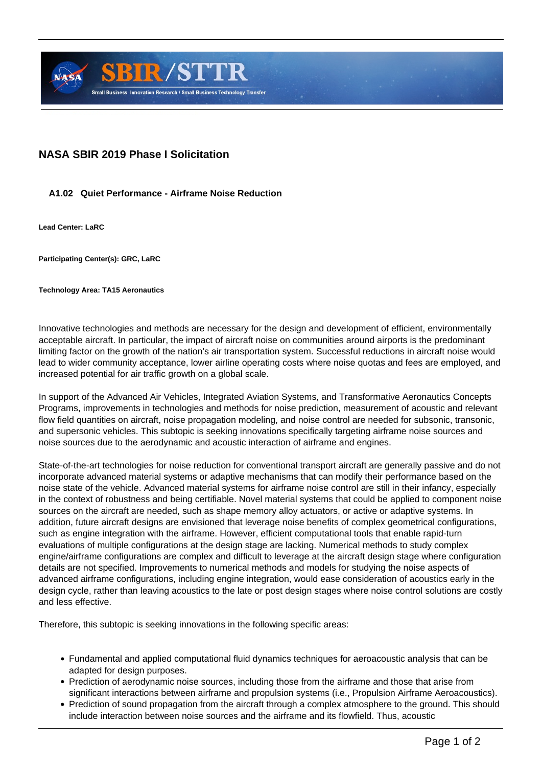## NASA SBIR 2019 Phase I Solicitation

### A1.02 Quiet Performance - Airframe Noise Reduction

**Lead Center: LaRC**

**Participating Center(s): GRC, LaRC**

**Technology Area: TA15 Aeronautics**

Innovative technologies and methods are necessary for the design and development of efficient, environmentally acceptable aircraft. In particular, the impact of aircraft noise on communities around airports is the predominant limiting factor on the growth of the nation's air transportation system. Successful reductions in aircraft noise would lead to wider community acceptance, lower airline operating costs where noise quotas and fees are employed, and increased potential for air traffic growth on a global scale.

In support of the Advanced Air Vehicles, Integrated Aviation Systems, and Transformative Aeronautics Concepts Programs, improvements in technologies and methods for noise prediction, measurement of acoustic and relevant flow field quantities on aircraft, noise propagation modeling, and noise control are needed for subsonic, transonic, and supersonic vehicles. This subtopic is seeking innovations specifically targeting airframe noise sources and noise sources due to the aerodynamic and acoustic interaction of airframe and engines.

State-of-the-art technologies for noise reduction for conventional transport aircraft are generally passive and do not incorporate advanced material systems or adaptive mechanisms that can modify their performance based on the noise state of the vehicle. Advanced material systems for airframe noise control are still in their infancy, especially in the context of robustness and being certifiable. Novel material systems that could be applied to component noise sources on the aircraft are needed, such as shape memory alloy actuators, or active or adaptive systems. In addition, future aircraft designs are envisioned that leverage noise benefits of complex geometrical configurations, such as engine integration with the airframe. However, efficient computational tools that enable rapid-turn evaluations of multiple configurations at the design stage are lacking. Numerical methods to study complex engine/airframe configurations are complex and difficult to leverage at the aircraft design stage where configuration details are not specified. Improvements to numerical methods and models for studying the noise aspects of advanced airframe configurations, including engine integration, would ease consideration of acoustics early in the design cycle, rather than leaving acoustics to the late or post design stages where noise control solutions are costly and less effective.

Therefore, this subtopic is seeking innovations in the following specific areas:

- Fundamental and applied computational fluid dynamics techniques for aeroacoustic analysis that can be adapted for design purposes.
- Prediction of aerodynamic noise sources, including those from the airframe and those that arise from significant interactions between airframe and propulsion systems (i.e., Propulsion Airframe Aeroacoustics).
- Prediction of sound propagation from the aircraft through a complex atmosphere to the ground. This should include interaction between noise sources and the airframe and its flowfield. Thus, acoustic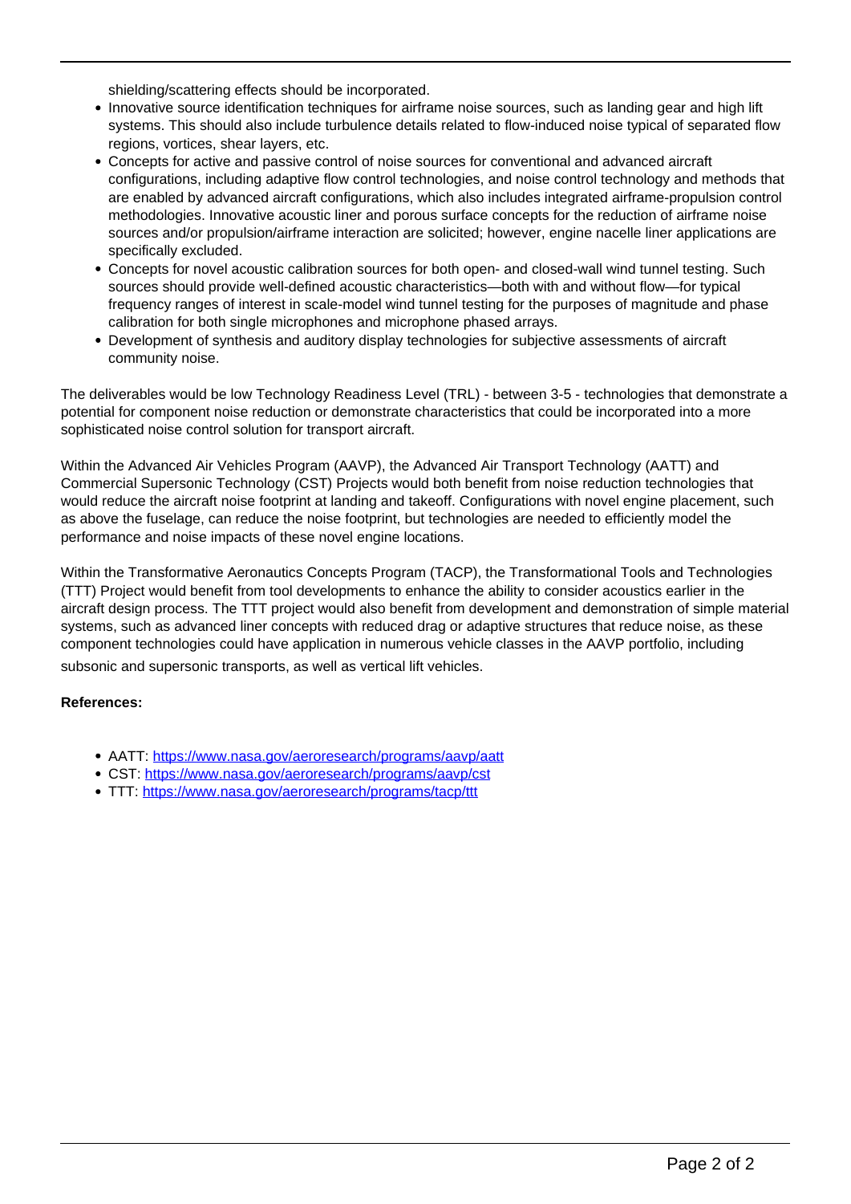shielding/scattering effects should be incorporated.

- Innovative source identification techniques for airframe noise sources, such as landing gear and high lift systems. This should also include turbulence details related to flow-induced noise typical of separated flow regions, vortices, shear layers, etc.
- Concepts for active and passive control of noise sources for conventional and advanced aircraft configurations, including adaptive flow control technologies, and noise control technology and methods that are enabled by advanced aircraft configurations, which also includes integrated airframe-propulsion control methodologies. Innovative acoustic liner and porous surface concepts for the reduction of airframe noise sources and/or propulsion/airframe interaction are solicited; however, engine nacelle liner applications are specifically excluded.
- Concepts for novel acoustic calibration sources for both open- and closed-wall wind tunnel testing. Such sources should provide well-defined acoustic characteristics—both with and without flow—for typical frequency ranges of interest in scale-model wind tunnel testing for the purposes of magnitude and phase calibration for both single microphones and microphone phased arrays.
- Development of synthesis and auditory display technologies for subjective assessments of aircraft community noise.

The deliverables would be low Technology Readiness Level (TRL) - between 3-5 - technologies that demonstrate a potential for component noise reduction or demonstrate characteristics that could be incorporated into a more sophisticated noise control solution for transport aircraft.

Within the Advanced Air Vehicles Program (AAVP), the Advanced Air Transport Technology (AATT) and Commercial Supersonic Technology (CST) Projects would both benefit from noise reduction technologies that would reduce the aircraft noise footprint at landing and takeoff. Configurations with novel engine placement, such as above the fuselage, can reduce the noise footprint, but technologies are needed to efficiently model the performance and noise impacts of these novel engine locations.

Within the Transformative Aeronautics Concepts Program (TACP), the Transformational Tools and Technologies (TTT) Project would benefit from tool developments to enhance the ability to consider acoustics earlier in the aircraft design process. The TTT project would also benefit from development and demonstration of simple material systems, such as advanced liner concepts with reduced drag or adaptive structures that reduce noise, as these component technologies could have application in numerous vehicle classes in the AAVP portfolio, including subsonic and supersonic transports, as well as vertical lift vehicles.

**References:**

- AATT: https://www.nasa.gov/aeroresearch/programs/aavp/aatt
- CST: https://www.nasa.gov/aeroresearch/programs/aavp/cst
- TTT: https://www.nasa.gov/aeroresearch/programs/tacp/ttt